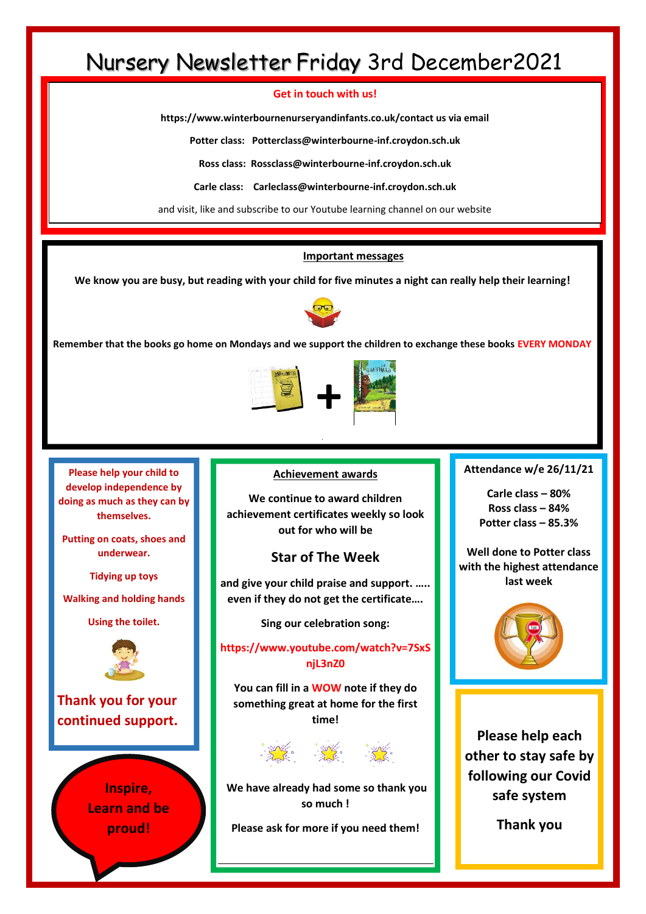# Nursery Newsletter Friday 3rd December2021

**Get in touch with us!**

**https://www.winterbournenurseryandinfants.co.uk/contact us via email**

**Potter class: Potterclass@winterbourne-inf.croydon.sch.uk**

**Ross class: Rossclass@winterbourne-inf.croydon.sch.uk**

**Carle class: Carleclass@winterbourne-inf.croydon.sch.uk**

and visit, like and subscribe to our Youtube learning channel on our website

## Important messages

**We know you are busy, but reading with your child for five minutes a night can really help their learning!**

**Remember that the books go home on Mondays and we support the children to exchange these books EVERY MONDAY**

**Please help your child to develop independence by doing as much as they can by themselves.**

**Putting on coats, shoes and underwear.**

**Tidying up toys**

**Walking and holding hands**

**Using the toilet.**

**Thank you for your continued support.**

**Inspire, Learn and be proud!**

## Achievement awards

**We continue to award children achievement certificates weekly so look out for who will be**

### Star of The Week

**and give your child praise and support. ….. even if they do not get the certificate….**

**Sing our celebration song:**

**https://www.youtube.com/watch?v=7SxSnjL3nZ0**

**You can fill in a WOW note if they do something great at home for the first time!**

**We have already had some so thank you so much !**

**Please ask for more if you need them!**

**Attendance w/e 26/11/21**

**Carle class – 80%**
**Ross class – 84%**
**Potter class – 85.3%**

**Well done to Potter class with the highest attendance last week**

**Please help each other to stay safe by following our Covid safe system**

**Thank you**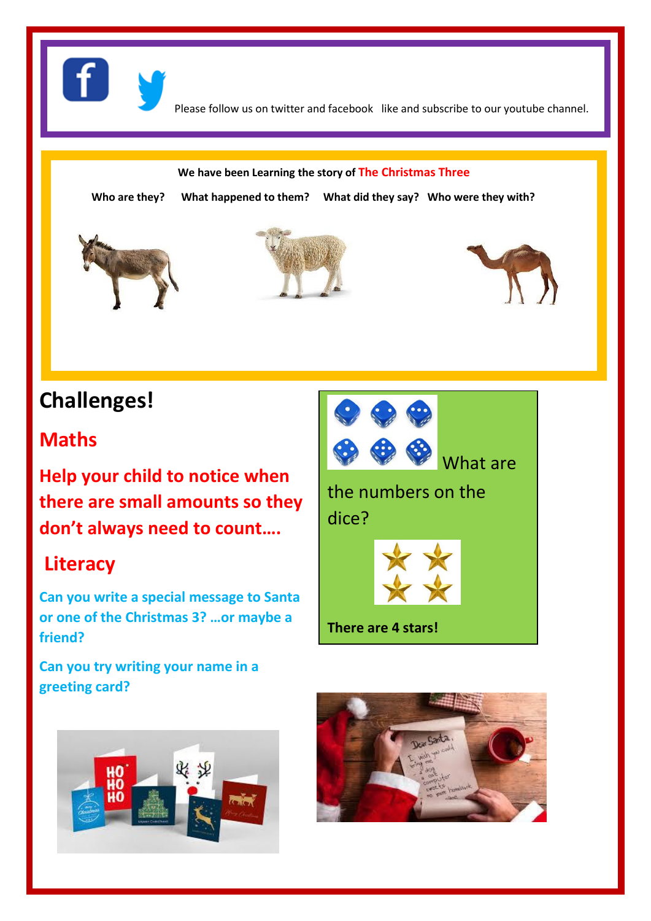Please follow us on twitter and facebook like and subscribe to our youtube channel.

**We have been Learning the story of The Christmas Three**

**Who are they? What happened to them? What did they say? Who were they with?**

## Challenges!

### Maths

**Help your child to notice when there are small amounts so they don't always need to count….**

### Literacy

**Can you write a special message to Santa or one of the Christmas 3? …or maybe a friend?**

**Can you try writing your name in a greeting card?**

What are the numbers on the dice?

**There are 4 stars!**